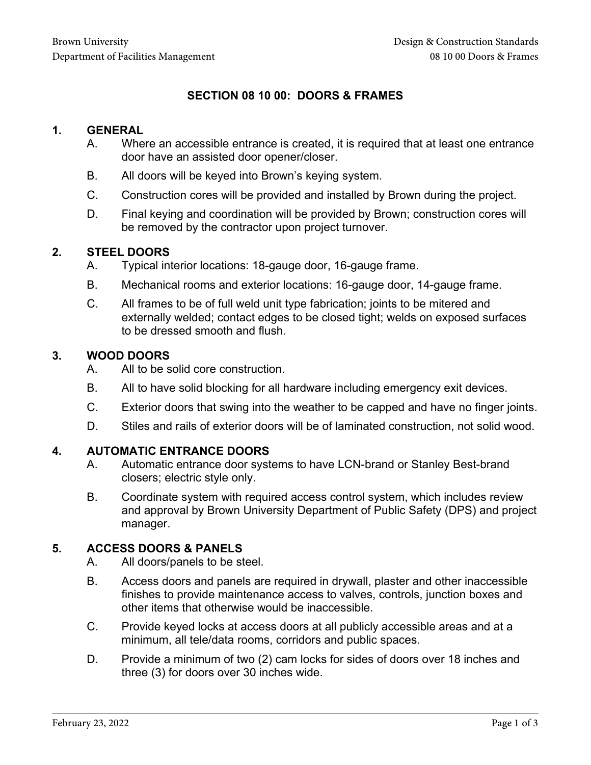# SECTION 08 10 00: DOORS & FRAMES

## 1. GENERAL

A. Where an accessible entrance is created, it is required that at least one entrance door have an assisted door opener/closer.

B. All doors will be keyed into Brown's keying system.

C. Construction cores will be provided and installed by Brown during the project.

D. Final keying and coordination will be provided by Brown; construction cores will be removed by the contractor upon project turnover.

## 2. STEEL DOORS

A. Typical interior locations: 18-gauge door, 16-gauge frame.

B. Mechanical rooms and exterior locations: 16-gauge door, 14-gauge frame.

C. All frames to be of full weld unit type fabrication; joints to be mitered and externally welded; contact edges to be closed tight; welds on exposed surfaces to be dressed smooth and flush.

## 3. WOOD DOORS

A. All to be solid core construction.

B. All to have solid blocking for all hardware including emergency exit devices.

C. Exterior doors that swing into the weather to be capped and have no finger joints.

D. Stiles and rails of exterior doors will be of laminated construction, not solid wood.

## 4. AUTOMATIC ENTRANCE DOORS

A. Automatic entrance door systems to have LCN-brand or Stanley Best-brand closers; electric style only.

B. Coordinate system with required access control system, which includes review and approval by Brown University Department of Public Safety (DPS) and project manager.

## 5. ACCESS DOORS & PANELS

A. All doors/panels to be steel.

B. Access doors and panels are required in drywall, plaster and other inaccessible finishes to provide maintenance access to valves, controls, junction boxes and other items that otherwise would be inaccessible.

C. Provide keyed locks at access doors at all publicly accessible areas and at a minimum, all tele/data rooms, corridors and public spaces.

D. Provide a minimum of two (2) cam locks for sides of doors over 18 inches and three (3) for doors over 30 inches wide.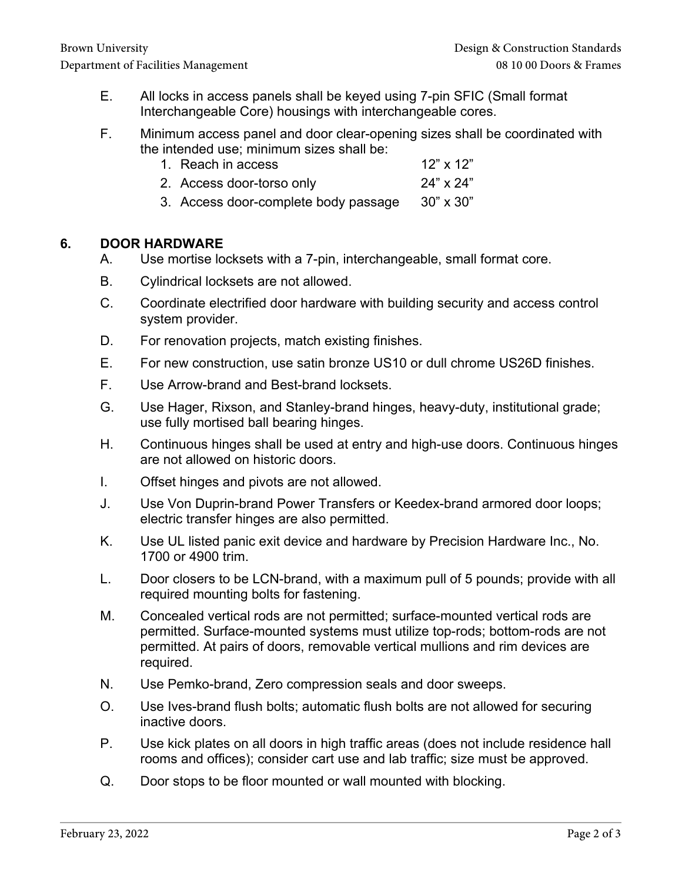E. All locks in access panels shall be keyed using 7-pin SFIC (Small format Interchangeable Core) housings with interchangeable cores.

F. Minimum access panel and door clear-opening sizes shall be coordinated with the intended use; minimum sizes shall be:

1. Reach in access 12” x 12”
2. Access door-torso only 24” x 24”
3. Access door-complete body passage 30” x 30”

## 6. DOOR HARDWARE

A. Use mortise locksets with a 7-pin, interchangeable, small format core.

B. Cylindrical locksets are not allowed.

C. Coordinate electrified door hardware with building security and access control system provider.

D. For renovation projects, match existing finishes.

E. For new construction, use satin bronze US10 or dull chrome US26D finishes.

F. Use Arrow-brand and Best-brand locksets.

G. Use Hager, Rixson, and Stanley-brand hinges, heavy-duty, institutional grade; use fully mortised ball bearing hinges.

H. Continuous hinges shall be used at entry and high-use doors. Continuous hinges are not allowed on historic doors.

I. Offset hinges and pivots are not allowed.

J. Use Von Duprin-brand Power Transfers or Keedex-brand armored door loops; electric transfer hinges are also permitted.

K. Use UL listed panic exit device and hardware by Precision Hardware Inc., No. 1700 or 4900 trim.

L. Door closers to be LCN-brand, with a maximum pull of 5 pounds; provide with all required mounting bolts for fastening.

M. Concealed vertical rods are not permitted; surface-mounted vertical rods are permitted. Surface-mounted systems must utilize top-rods; bottom-rods are not permitted. At pairs of doors, removable vertical mullions and rim devices are required.

N. Use Pemko-brand, Zero compression seals and door sweeps.

O. Use Ives-brand flush bolts; automatic flush bolts are not allowed for securing inactive doors.

P. Use kick plates on all doors in high traffic areas (does not include residence hall rooms and offices); consider cart use and lab traffic; size must be approved.

Q. Door stops to be floor mounted or wall mounted with blocking.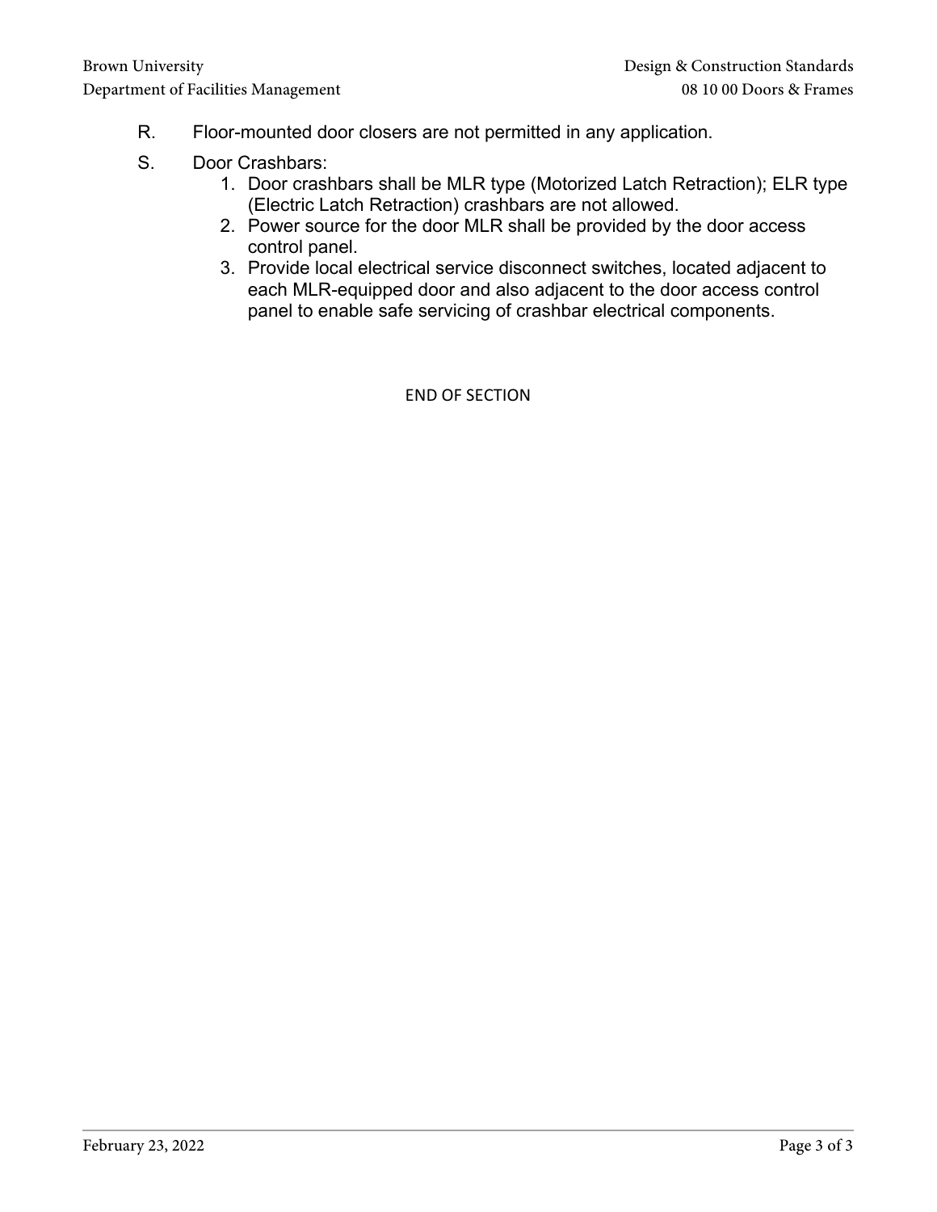R. Floor-mounted door closers are not permitted in any application.

S. Door Crashbars:
   1. Door crashbars shall be MLR type (Motorized Latch Retraction); ELR type (Electric Latch Retraction) crashbars are not allowed.
   2. Power source for the door MLR shall be provided by the door access control panel.
   3. Provide local electrical service disconnect switches, located adjacent to each MLR-equipped door and also adjacent to the door access control panel to enable safe servicing of crashbar electrical components.

END OF SECTION